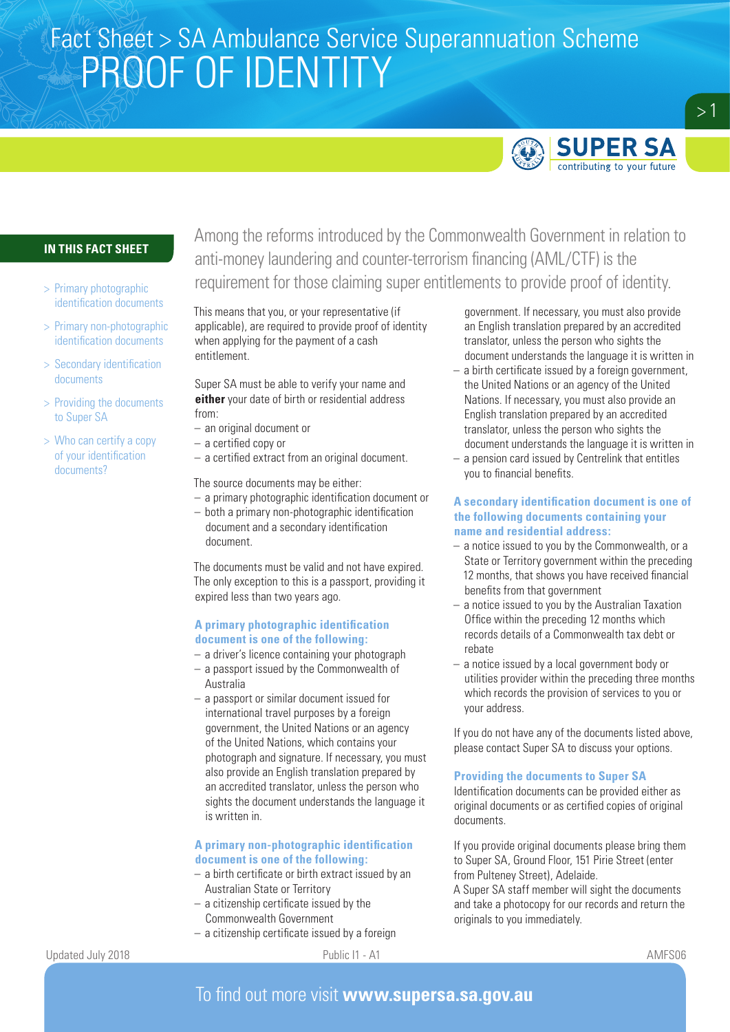# Fact Sheet > SA Ambulance Service Superannuation Scheme

# PROOF OF IDENTITY

SUPER SA
contributing to your future

**IN THIS FACT SHEET**

- > Primary photographic identification documents
- > Primary non-photographic identification documents
- > Secondary identification documents
- > Providing the documents to Super SA
- > Who can certify a copy of your identification documents?

Among the reforms introduced by the Commonwealth Government in relation to anti-money laundering and counter-terrorism financing (AML/CTF) is the requirement for those claiming super entitlements to provide proof of identity.

This means that you, or your representative (if applicable), are required to provide proof of identity when applying for the payment of a cash entitlement.

Super SA must be able to verify your name and **either** your date of birth or residential address from:

- an original document or
- a certified copy or
- a certified extract from an original document.

The source documents may be either:

- a primary photographic identification document or
- both a primary non-photographic identification document and a secondary identification document.

The documents must be valid and not have expired. The only exception to this is a passport, providing it expired less than two years ago.

### A primary photographic identification document is one of the following:

- a driver's licence containing your photograph
- a passport issued by the Commonwealth of Australia
- a passport or similar document issued for international travel purposes by a foreign government, the United Nations or an agency of the United Nations, which contains your photograph and signature. If necessary, you must also provide an English translation prepared by an accredited translator, unless the person who sights the document understands the language it is written in.

### A primary non-photographic identification document is one of the following:

- a birth certificate or birth extract issued by an Australian State or Territory
- a citizenship certificate issued by the Commonwealth Government
- a citizenship certificate issued by a foreign government. If necessary, you must also provide an English translation prepared by an accredited translator, unless the person who sights the document understands the language it is written in
- a birth certificate issued by a foreign government, the United Nations or an agency of the United Nations. If necessary, you must also provide an English translation prepared by an accredited translator, unless the person who sights the document understands the language it is written in
- a pension card issued by Centrelink that entitles you to financial benefits.

### A secondary identification document is one of the following documents containing your name and residential address:

- a notice issued to you by the Commonwealth, or a State or Territory government within the preceding 12 months, that shows you have received financial benefits from that government
- a notice issued to you by the Australian Taxation Office within the preceding 12 months which records details of a Commonwealth tax debt or rebate
- a notice issued by a local government body or utilities provider within the preceding three months which records the provision of services to you or your address.

If you do not have any of the documents listed above, please contact Super SA to discuss your options.

### Providing the documents to Super SA

Identification documents can be provided either as original documents or as certified copies of original documents.

If you provide original documents please bring them to Super SA, Ground Floor, 151 Pirie Street (enter from Pulteney Street), Adelaide.
A Super SA staff member will sight the documents and take a photocopy for our records and return the originals to you immediately.

Updated July 2018 | Public I1 - A1 | AMFS06

To find out more visit **www.supersa.sa.gov.au**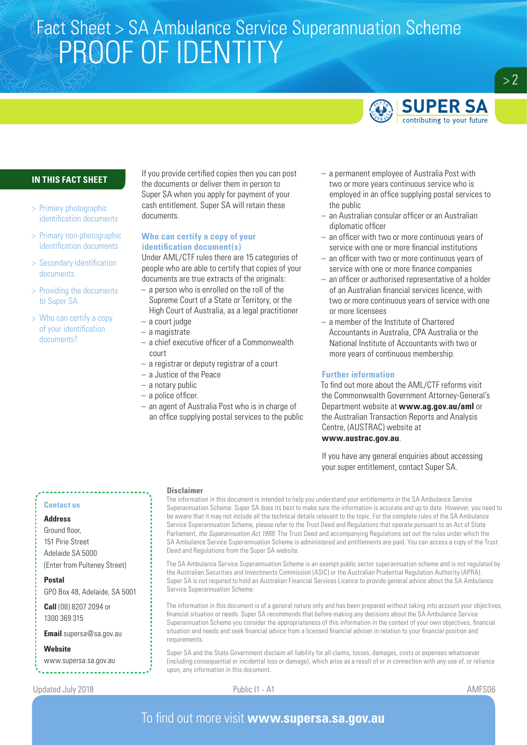# Fact Sheet > SA Ambulance Service Superannuation Scheme
# PROOF OF IDENTITY

**IN THIS FACT SHEET**

- > Primary photographic identification documents
- > Primary non-photographic identification documents
- > Secondary identification documents
- > Providing the documents to Super SA
- > Who can certify a copy of your identification documents?

If you provide certified copies then you can post the documents or deliver them in person to Super SA when you apply for payment of your cash entitlement. Super SA will retain these documents.

### Who can certify a copy of your identification document(s)

Under AML/CTF rules there are 15 categories of people who are able to certify that copies of your documents are true extracts of the originals:

- a person who is enrolled on the roll of the Supreme Court of a State or Territory, or the High Court of Australia, as a legal practitioner
- a court judge
- a magistrate
- a chief executive officer of a Commonwealth court
- a registrar or deputy registrar of a court
- a Justice of the Peace
- a notary public
- a police officer.
- an agent of Australia Post who is in charge of an office supplying postal services to the public
- a permanent employee of Australia Post with two or more years continuous service who is employed in an office supplying postal services to the public
- an Australian consular officer or an Australian diplomatic officer
- an officer with two or more continuous years of service with one or more financial institutions
- an officer with two or more continuous years of service with one or more finance companies
- an officer or authorised representative of a holder of an Australian financial services licence, with two or more continuous years of service with one or more licensees
- a member of the Institute of Chartered Accountants in Australia, CPA Australia or the National Institute of Accountants with two or more years of continuous membership.

### Further information

To find out more about the AML/CTF reforms visit the Commonwealth Government Attorney-General's Department website at **www.ag.gov.au/aml** or the Australian Transaction Reports and Analysis Centre, (AUSTRAC) website at **www.austrac.gov.au**.

If you have any general enquiries about accessing your super entitlement, contact Super SA.

**Contact us**

**Address**
Ground floor,
151 Pirie Street
Adelaide SA 5000
(Enter from Pulteney Street)

**Postal**
GPO Box 48, Adelaide, SA 5001

**Call** (08) 8207 2094 or 1300 369 315

**Email** supersa@sa.gov.au

**Website**
www.supersa.sa.gov.au

**Disclaimer**

The information in this document is intended to help you understand your entitlements in the SA Ambulance Service Superannuation Scheme. Super SA does its best to make sure the information is accurate and up to date. However, you need to be aware that it may not include all the technical details relevant to the topic. For the complete rules of the SA Ambulance Service Superannuation Scheme, please refer to the Trust Deed and Regulations that operate pursuant to an Act of State Parliament, *the Superannuation Act 1988*. The Trust Deed and accompanying Regulations set out the rules under which the SA Ambulance Service Superannuation Scheme is administered and entitlements are paid. You can access a copy of the Trust Deed and Regulations from the Super SA website.

The SA Ambulance Service Superannuation Scheme is an exempt public sector superannuation scheme and is not regulated by the Australian Securities and Investments Commission (ASIC) or the Australian Prudential Regulation Authority (APRA). Super SA is not required to hold an Australian Financial Services Licence to provide general advice about the SA Ambulance Service Superannuation Scheme.

The information in this document is of a general nature only and has been prepared without taking into account your objectives, financial situation or needs. Super SA recommends that before making any decisions about the SA Ambulance Service Superannuation Scheme you consider the appropriateness of this information in the context of your own objectives, financial situation and needs and seek financial advice from a licensed financial adviser in relation to your financial position and requirements.

Super SA and the State Government disclaim all liability for all claims, losses, damages, costs or expenses whatsoever (including consequential or incidental loss or damage), which arise as a result of or in connection with any use of, or reliance upon, any information in this document.

Updated July 2018 | Public I1 - A1 | AMFS06

To find out more visit **www.supersa.sa.gov.au**